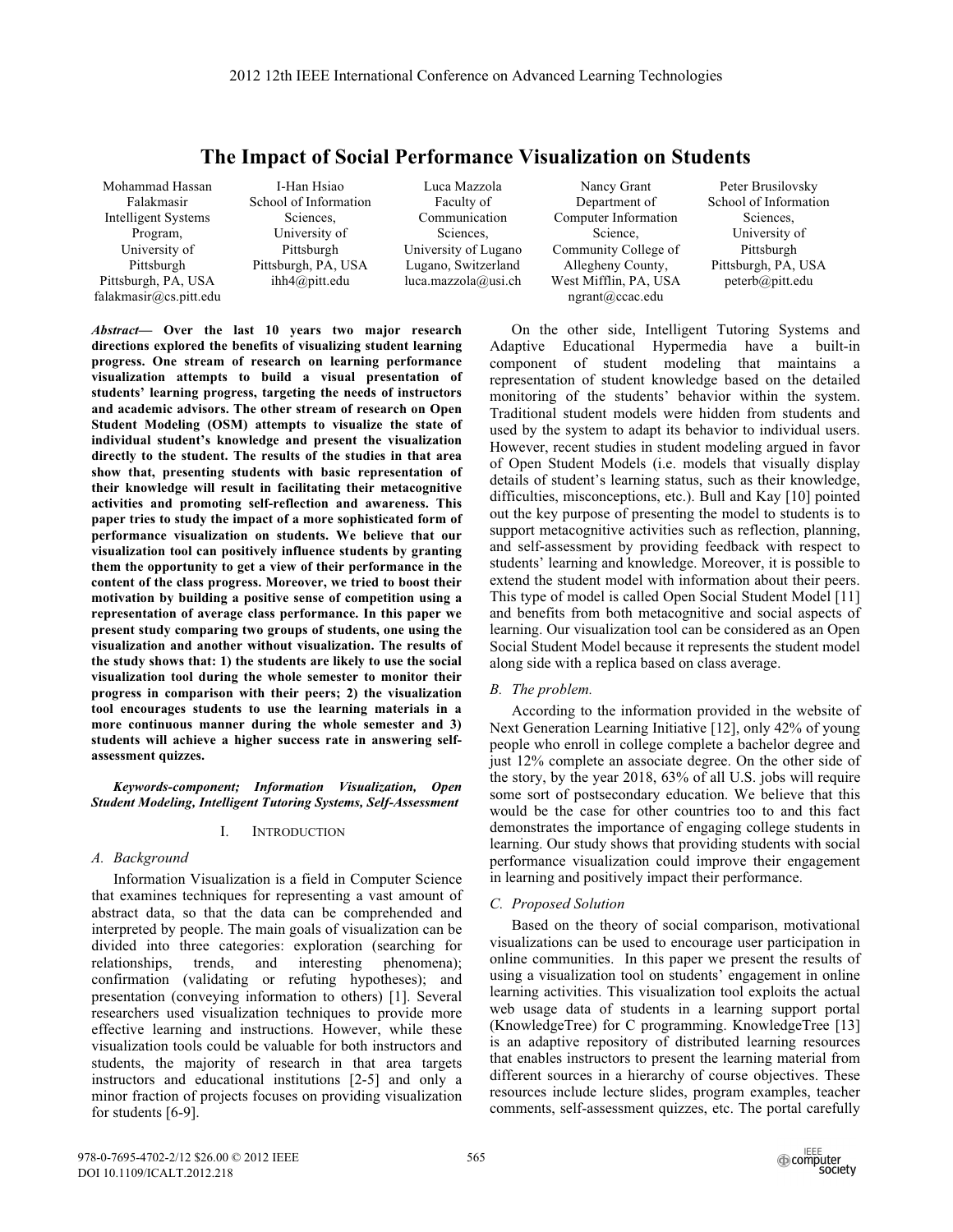# The Impact of Social Performance Visualization on Students

Mohammad Hassan Falakmasir
Intelligent Systems Program, University of Pittsburgh
Pittsburgh, PA, USA
falakmasir@cs.pitt.edu

I-Han Hsiao
School of Information Sciences, University of Pittsburgh
Pittsburgh, PA, USA
ihh4@pitt.edu

Luca Mazzola
Faculty of Communication Sciences, University of Lugano
Lugano, Switzerland
luca.mazzola@usi.ch

Nancy Grant
Department of Computer Information Science, Community College of Allegheny County,
West Mifflin, PA, USA
ngrant@ccac.edu

Peter Brusilovsky
School of Information Sciences, University of Pittsburgh
Pittsburgh, PA, USA
peterb@pitt.edu

***Abstract*— Over the last 10 years two major research directions explored the benefits of visualizing student learning progress. One stream of research on learning performance visualization attempts to build a visual presentation of students' learning progress, targeting the needs of instructors and academic advisors. The other stream of research on Open Student Modeling (OSM) attempts to visualize the state of individual student's knowledge and present the visualization directly to the student. The results of the studies in that area show that, presenting students with basic representation of their knowledge will result in facilitating their metacognitive activities and promoting self-reflection and awareness. This paper tries to study the impact of a more sophisticated form of performance visualization on students. We believe that our visualization tool can positively influence students by granting them the opportunity to get a view of their performance in the content of the class progress. Moreover, we tried to boost their motivation by building a positive sense of competition using a representation of average class performance. In this paper we present study comparing two groups of students, one using the visualization and another without visualization. The results of the study shows that: 1) the students are likely to use the social visualization tool during the whole semester to monitor their progress in comparison with their peers; 2) the visualization tool encourages students to use the learning materials in a more continuous manner during the whole semester and 3) students will achieve a higher success rate in answering self-assessment quizzes.**

***Keywords-component; Information Visualization, Open Student Modeling, Intelligent Tutoring Systems, Self-Assessment***

## I. Introduction

### *A. Background*

Information Visualization is a field in Computer Science that examines techniques for representing a vast amount of abstract data, so that the data can be comprehended and interpreted by people. The main goals of visualization can be divided into three categories: exploration (searching for relationships, trends, and interesting phenomena); confirmation (validating or refuting hypotheses); and presentation (conveying information to others) [1]. Several researchers used visualization techniques to provide more effective learning and instructions. However, while these visualization tools could be valuable for both instructors and students, the majority of research in that area targets instructors and educational institutions [2-5] and only a minor fraction of projects focuses on providing visualization for students [6-9].

On the other side, Intelligent Tutoring Systems and Adaptive Educational Hypermedia have a built-in component of student modeling that maintains a representation of student knowledge based on the detailed monitoring of the students' behavior within the system. Traditional student models were hidden from students and used by the system to adapt its behavior to individual users. However, recent studies in student modeling argued in favor of Open Student Models (i.e. models that visually display details of student's learning status, such as their knowledge, difficulties, misconceptions, etc.). Bull and Kay [10] pointed out the key purpose of presenting the model to students is to support metacognitive activities such as reflection, planning, and self-assessment by providing feedback with respect to students' learning and knowledge. Moreover, it is possible to extend the student model with information about their peers. This type of model is called Open Social Student Model [11] and benefits from both metacognitive and social aspects of learning. Our visualization tool can be considered as an Open Social Student Model because it represents the student model along side with a replica based on class average.

### *B. The problem.*

According to the information provided in the website of Next Generation Learning Initiative [12], only 42% of young people who enroll in college complete a bachelor degree and just 12% complete an associate degree. On the other side of the story, by the year 2018, 63% of all U.S. jobs will require some sort of postsecondary education. We believe that this would be the case for other countries too and this fact demonstrates the importance of engaging college students in learning. Our study shows that providing students with social performance visualization could improve their engagement in learning and positively impact their performance.

### *C. Proposed Solution*

Based on the theory of social comparison, motivational visualizations can be used to encourage user participation in online communities. In this paper we present the results of using a visualization tool on students' engagement in online learning activities. This visualization tool exploits the actual web usage data of students in a learning support portal (KnowledgeTree) for C programming. KnowledgeTree [13] is an adaptive repository of distributed learning resources that enables instructors to present the learning material from different sources in a hierarchy of course objectives. These resources include lecture slides, program examples, teacher comments, self-assessment quizzes, etc. The portal carefully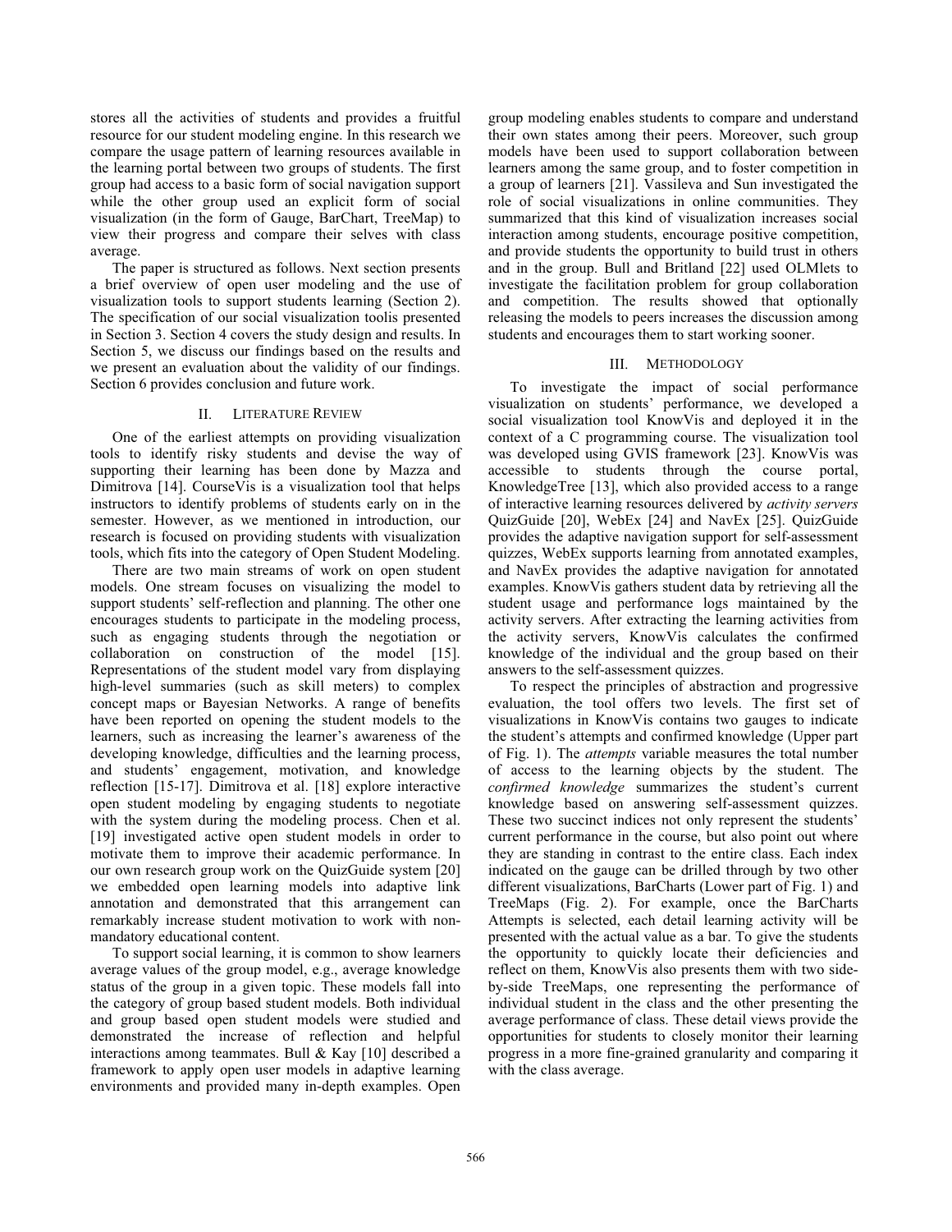stores all the activities of students and provides a fruitful resource for our student modeling engine. In this research we compare the usage pattern of learning resources available in the learning portal between two groups of students. The first group had access to a basic form of social navigation support while the other group used an explicit form of social visualization (in the form of Gauge, BarChart, TreeMap) to view their progress and compare their selves with class average.

The paper is structured as follows. Next section presents a brief overview of open user modeling and the use of visualization tools to support students learning (Section 2). The specification of our social visualization toolis presented in Section 3. Section 4 covers the study design and results. In Section 5, we discuss our findings based on the results and we present an evaluation about the validity of our findings. Section 6 provides conclusion and future work.

## II. Literature Review

One of the earliest attempts on providing visualization tools to identify risky students and devise the way of supporting their learning has been done by Mazza and Dimitrova [14]. CourseVis is a visualization tool that helps instructors to identify problems of students early on in the semester. However, as we mentioned in introduction, our research is focused on providing students with visualization tools, which fits into the category of Open Student Modeling.

There are two main streams of work on open student models. One stream focuses on visualizing the model to support students' self-reflection and planning. The other one encourages students to participate in the modeling process, such as engaging students through the negotiation or collaboration on construction of the model [15]. Representations of the student model vary from displaying high-level summaries (such as skill meters) to complex concept maps or Bayesian Networks. A range of benefits have been reported on opening the student models to the learners, such as increasing the learner's awareness of the developing knowledge, difficulties and the learning process, and students' engagement, motivation, and knowledge reflection [15-17]. Dimitrova et al. [18] explore interactive open student modeling by engaging students to negotiate with the system during the modeling process. Chen et al. [19] investigated active open student models in order to motivate them to improve their academic performance. In our own research group work on the QuizGuide system [20] we embedded open learning models into adaptive link annotation and demonstrated that this arrangement can remarkably increase student motivation to work with non-mandatory educational content.

To support social learning, it is common to show learners average values of the group model, e.g., average knowledge status of the group in a given topic. These models fall into the category of group based student models. Both individual and group based open student models were studied and demonstrated the increase of reflection and helpful interactions among teammates. Bull & Kay [10] described a framework to apply open user models in adaptive learning environments and provided many in-depth examples. Open group modeling enables students to compare and understand their own states among their peers. Moreover, such group models have been used to support collaboration between learners among the same group, and to foster competition in a group of learners [21]. Vassileva and Sun investigated the role of social visualizations in online communities. They summarized that this kind of visualization increases social interaction among students, encourage positive competition, and provide students the opportunity to build trust in others and in the group. Bull and Britland [22] used OLMlets to investigate the facilitation problem for group collaboration and competition. The results showed that optionally releasing the models to peers increases the discussion among students and encourages them to start working sooner.

## III. Methodology

To investigate the impact of social performance visualization on students' performance, we developed a social visualization tool KnowVis and deployed it in the context of a C programming course. The visualization tool was developed using GVIS framework [23]. KnowVis was accessible to students through the course portal, KnowledgeTree [13], which also provided access to a range of interactive learning resources delivered by *activity servers* QuizGuide [20], WebEx [24] and NavEx [25]. QuizGuide provides the adaptive navigation support for self-assessment quizzes, WebEx supports learning from annotated examples, and NavEx provides the adaptive navigation for annotated examples. KnowVis gathers student data by retrieving all the student usage and performance logs maintained by the activity servers. After extracting the learning activities from the activity servers, KnowVis calculates the confirmed knowledge of the individual and the group based on their answers to the self-assessment quizzes.

To respect the principles of abstraction and progressive evaluation, the tool offers two levels. The first set of visualizations in KnowVis contains two gauges to indicate the student's attempts and confirmed knowledge (Upper part of Fig. 1). The *attempts* variable measures the total number of access to the learning objects by the student. The *confirmed knowledge* summarizes the student's current knowledge based on answering self-assessment quizzes. These two succinct indices not only represent the students' current performance in the course, but also point out where they are standing in contrast to the entire class. Each index indicated on the gauge can be drilled through by two other different visualizations, BarCharts (Lower part of Fig. 1) and TreeMaps (Fig. 2). For example, once the BarCharts Attempts is selected, each detail learning activity will be presented with the actual value as a bar. To give the students the opportunity to quickly locate their deficiencies and reflect on them, KnowVis also presents them with two side-by-side TreeMaps, one representing the performance of individual student in the class and the other presenting the average performance of class. These detail views provide the opportunities for students to closely monitor their learning progress in a more fine-grained granularity and comparing it with the class average.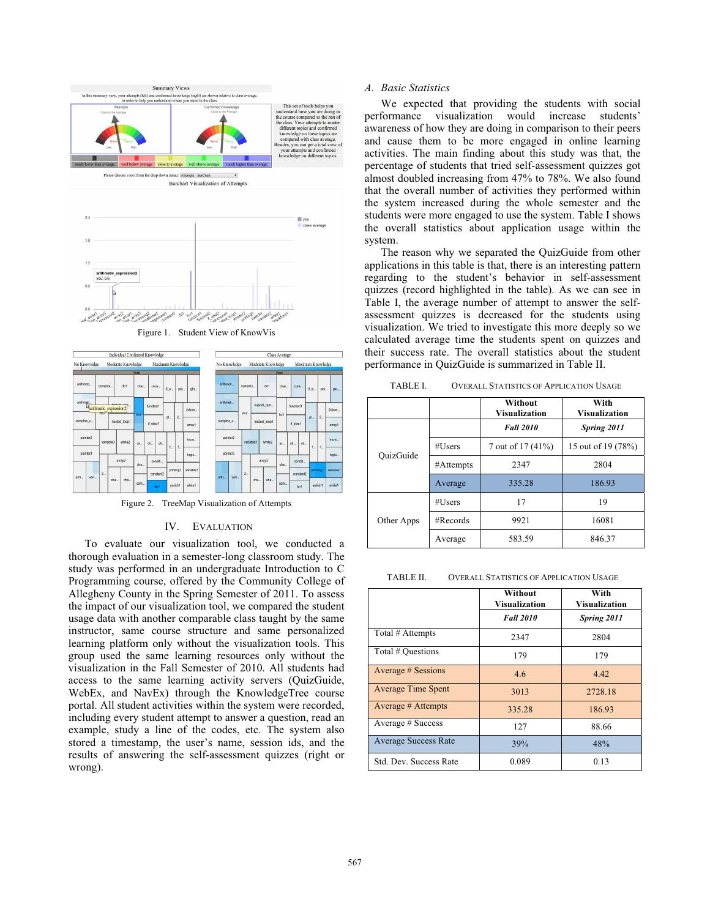Figure 1. Student View of KnowVis

Figure 2. TreeMap Visualization of Attempts

## IV. Evaluation

To evaluate our visualization tool, we conducted a thorough evaluation in a semester-long classroom study. The study was performed in an undergraduate Introduction to C Programming course, offered by the Community College of Allegheny County in the Spring Semester of 2011. To assess the impact of our visualization tool, we compared the student usage data with another comparable class taught by the same instructor, same course structure and same personalized learning platform only without the visualization tools. This group used the same learning resources only without the visualization in the Fall Semester of 2010. All students had access to the same learning activity servers (QuizGuide, WebEx, and NavEx) through the KnowledgeTree course portal. All student activities within the system were recorded, including every student attempt to answer a question, read an example, study a line of the codes, etc. The system also stored a timestamp, the user's name, session ids, and the results of answering the self-assessment quizzes (right or wrong).

### A. Basic Statistics

We expected that providing the students with social performance visualization would increase students' awareness of how they are doing in comparison to their peers and cause them to be more engaged in online learning activities. The main finding about this study was that, the percentage of students that tried self-assessment quizzes got almost doubled increasing from 47% to 78%. We also found that the overall number of activities they performed within the system increased during the whole semester and the students were more engaged to use the system. Table I shows the overall statistics about application usage within the system.

The reason why we separated the QuizGuide from other applications in this table is that, there is an interesting pattern regarding the student's behavior in self-assessment quizzes (record highlighted in the table). As we can see in Table I, the average number of attempt to answer the self-assessment quizzes is decreased for the students using visualization. We tried to investigate this more deeply so we calculated average time the students spent on quizzes and their success rate. The overall statistics about the student performance in QuizGuide is summarized in Table II.

TABLE I. Overall Statistics of Application Usage

| | | Without Visualization | With Visualization |
|---|---|---|---|
| | | *Fall 2010* | *Spring 2011* |
| QuizGuide | #Users | 7 out of 17 (41%) | 15 out of 19 (78%) |
| | #Attempts | 2347 | 2804 |
| | Average | 335.28 | 186.93 |
| Other Apps | #Users | 17 | 19 |
| | #Records | 9921 | 16081 |
| | Average | 583.59 | 846.37 |

TABLE II. Overall Statistics of Application Usage

| | Without Visualization | With Visualization |
|---|---|---|
| | *Fall 2010* | *Spring 2011* |
| Total # Attempts | 2347 | 2804 |
| Total # Questions | 179 | 179 |
| Average # Sessions | 4.6 | 4.42 |
| Average Time Spent | 3013 | 2728.18 |
| Average # Attempts | 335.28 | 186.93 |
| Average # Success | 127 | 88.66 |
| Average Success Rate | 39% | 48% |
| Std. Dev. Success Rate | 0.089 | 0.13 |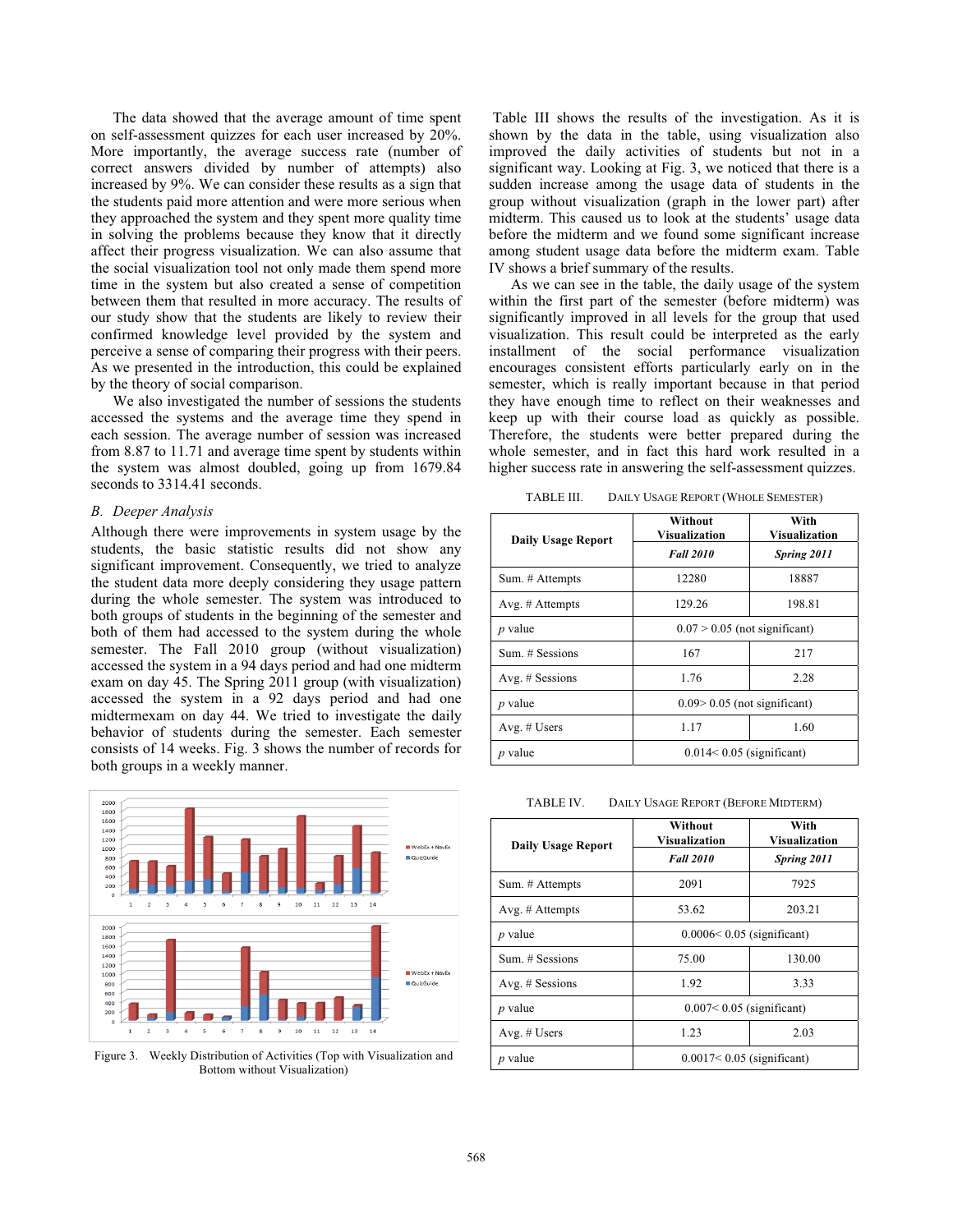The data showed that the average amount of time spent on self-assessment quizzes for each user increased by 20%. More importantly, the average success rate (number of correct answers divided by number of attempts) also increased by 9%. We can consider these results as a sign that the students paid more attention and were more serious when they approached the system and they spent more quality time in solving the problems because they know that it directly affect their progress visualization. We can also assume that the social visualization tool not only made them spend more time in the system but also created a sense of competition between them that resulted in more accuracy. The results of our study show that the students are likely to review their confirmed knowledge level provided by the system and perceive a sense of comparing their progress with their peers. As we presented in the introduction, this could be explained by the theory of social comparison.

We also investigated the number of sessions the students accessed the systems and the average time they spend in each session. The average number of session was increased from 8.87 to 11.71 and average time spent by students within the system was almost doubled, going up from 1679.84 seconds to 3314.41 seconds.

## B. Deeper Analysis

Although there were improvements in system usage by the students, the basic statistic results did not show any significant improvement. Consequently, we tried to analyze the student data more deeply considering they usage pattern during the whole semester. The system was introduced to both groups of students in the beginning of the semester and both of them had accessed to the system during the whole semester. The Fall 2010 group (without visualization) accessed the system in a 94 days period and had one midterm exam on day 45. The Spring 2011 group (with visualization) accessed the system in a 92 days period and had one midtermexam on day 44. We tried to investigate the daily behavior of students during the semester. Each semester consists of 14 weeks. Fig. 3 shows the number of records for both groups in a weekly manner.

Figure 3. Weekly Distribution of Activities (Top with Visualization and Bottom without Visualization)

Table III shows the results of the investigation. As it is shown by the data in the table, using visualization also improved the daily activities of students but not in a significant way. Looking at Fig. 3, we noticed that there is a sudden increase among the usage data of students in the group without visualization (graph in the lower part) after midterm. This caused us to look at the students' usage data before the midterm and we found some significant increase among student usage data before the midterm exam. Table IV shows a brief summary of the results.

As we can see in the table, the daily usage of the system within the first part of the semester (before midterm) was significantly improved in all levels for the group that used visualization. This result could be interpreted as the early installment of the social performance visualization encourages consistent efforts particularly early on in the semester, which is really important because in that period they have enough time to reflect on their weaknesses and keep up with their course load as quickly as possible. Therefore, the students were better prepared during the whole semester, and in fact this hard work resulted in a higher success rate in answering the self-assessment quizzes.

TABLE III. DAILY USAGE REPORT (WHOLE SEMESTER)

| Daily Usage Report | Without Visualization | With Visualization |
|---|---|---|
| | *Fall 2010* | *Spring 2011* |
| Sum. # Attempts | 12280 | 18887 |
| Avg. # Attempts | 129.26 | 198.81 |
| *p* value | 0.07 > 0.05 (not significant) | |
| Sum. # Sessions | 167 | 217 |
| Avg. # Sessions | 1.76 | 2.28 |
| *p* value | 0.09> 0.05 (not significant) | |
| Avg. # Users | 1.17 | 1.60 |
| *p* value | 0.014< 0.05 (significant) | |

TABLE IV. DAILY USAGE REPORT (BEFORE MIDTERM)

| Daily Usage Report | Without Visualization | With Visualization |
|---|---|---|
| | *Fall 2010* | *Spring 2011* |
| Sum. # Attempts | 2091 | 7925 |
| Avg. # Attempts | 53.62 | 203.21 |
| *p* value | 0.0006< 0.05 (significant) | |
| Sum. # Sessions | 75.00 | 130.00 |
| Avg. # Sessions | 1.92 | 3.33 |
| *p* value | 0.007< 0.05 (significant) | |
| Avg. # Users | 1.23 | 2.03 |
| *p* value | 0.0017< 0.05 (significant) | |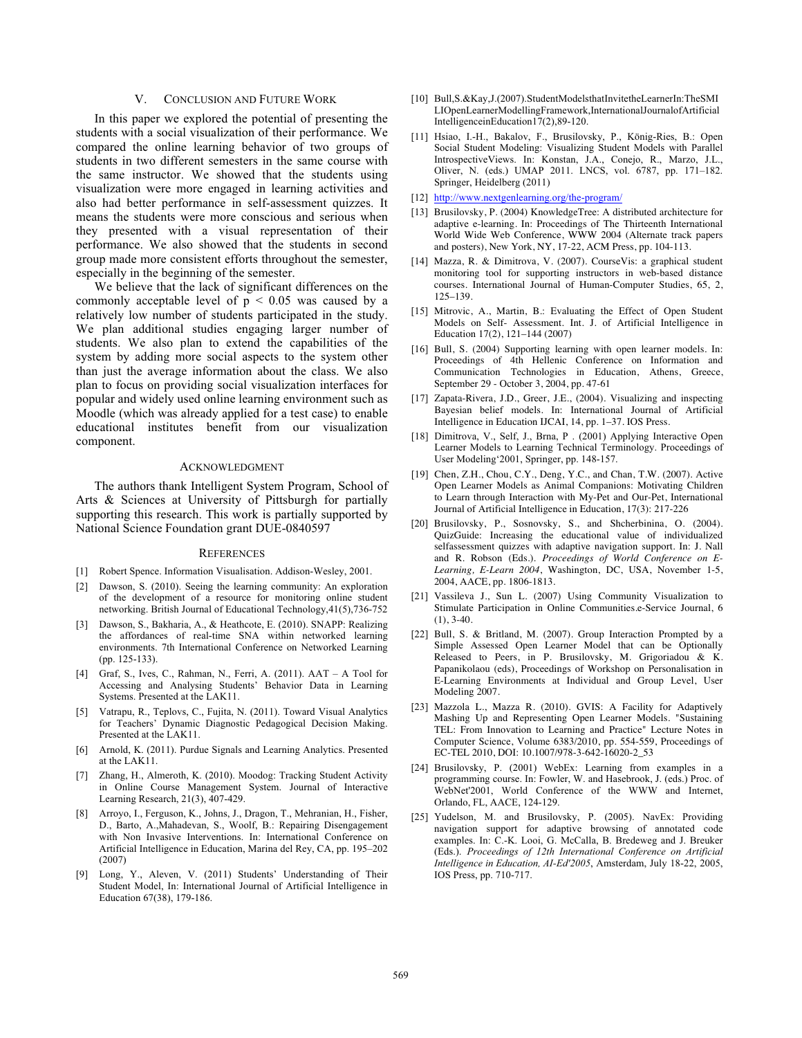## V. Conclusion and Future Work

In this paper we explored the potential of presenting the students with a social visualization of their performance. We compared the online learning behavior of two groups of students in two different semesters in the same course with the same instructor. We showed that the students using visualization were more engaged in learning activities and also had better performance in self-assessment quizzes. It means the students were more conscious and serious when they presented with a visual representation of their performance. We also showed that the students in second group made more consistent efforts throughout the semester, especially in the beginning of the semester.

We believe that the lack of significant differences on the commonly acceptable level of $p < 0.05$ was caused by a relatively low number of students participated in the study. We plan additional studies engaging larger number of students. We also plan to extend the capabilities of the system by adding more social aspects to the system other than just the average information about the class. We also plan to focus on providing social visualization interfaces for popular and widely used online learning environment such as Moodle (which was already applied for a test case) to enable educational institutes benefit from our visualization component.

## Acknowledgment

The authors thank Intelligent System Program, School of Arts & Sciences at University of Pittsburgh for partially supporting this research. This work is partially supported by National Science Foundation grant DUE-0840597

## References

[1] Robert Spence. Information Visualisation. Addison-Wesley, 2001.

[2] Dawson, S. (2010). Seeing the learning community: An exploration of the development of a resource for monitoring online student networking. British Journal of Educational Technology,41(5),736-752

[3] Dawson, S., Bakharia, A., & Heathcote, E. (2010). SNAPP: Realizing the affordances of real-time SNA within networked learning environments. 7th International Conference on Networked Learning (pp. 125-133).

[4] Graf, S., Ives, C., Rahman, N., Ferri, A. (2011). AAT – A Tool for Accessing and Analysing Students' Behavior Data in Learning Systems. Presented at the LAK11.

[5] Vatrapu, R., Teplovs, C., Fujita, N. (2011). Toward Visual Analytics for Teachers' Dynamic Diagnostic Pedagogical Decision Making. Presented at the LAK11.

[6] Arnold, K. (2011). Purdue Signals and Learning Analytics. Presented at the LAK11.

[7] Zhang, H., Almeroth, K. (2010). Moodog: Tracking Student Activity in Online Course Management System. Journal of Interactive Learning Research, 21(3), 407-429.

[8] Arroyo, I., Ferguson, K., Johns, J., Dragon, T., Mehranian, H., Fisher, D., Barto, A.,Mahadevan, S., Woolf, B.: Repairing Disengagement with Non Invasive Interventions. In: International Conference on Artificial Intelligence in Education, Marina del Rey, CA, pp. 195–202 (2007)

[9] Long, Y., Aleven, V. (2011) Students' Understanding of Their Student Model, In: International Journal of Artificial Intelligence in Education 67(38), 179-186.

[10] Bull,S.&Kay,J.(2007).StudentModelsthatInvitetheLearnerIn:TheSMILIOpenLearnerModellingFramework,InternationalJournalofArtificial IntelligenceinEducation17(2),89-120.

[11] Hsiao, I.-H., Bakalov, F., Brusilovsky, P., König-Ries, B.: Open Social Student Modeling: Visualizing Student Models with Parallel IntrospectiveViews. In: Konstan, J.A., Conejo, R., Marzo, J.L., Oliver, N. (eds.) UMAP 2011. LNCS, vol. 6787, pp. 171–182. Springer, Heidelberg (2011)

[12] http://www.nextgenlearning.org/the-program/

[13] Brusilovsky, P. (2004) KnowledgeTree: A distributed architecture for adaptive e-learning. In: Proceedings of The Thirteenth International World Wide Web Conference, WWW 2004 (Alternate track papers and posters), New York, NY, 17-22, ACM Press, pp. 104-113.

[14] Mazza, R. & Dimitrova, V. (2007). CourseVis: a graphical student monitoring tool for supporting instructors in web-based distance courses. International Journal of Human-Computer Studies, 65, 2, 125–139.

[15] Mitrovic, A., Martin, B.: Evaluating the Effect of Open Student Models on Self- Assessment. Int. J. of Artificial Intelligence in Education 17(2), 121–144 (2007)

[16] Bull, S. (2004) Supporting learning with open learner models. In: Proceedings of 4th Hellenic Conference on Information and Communication Technologies in Education, Athens, Greece, September 29 - October 3, 2004, pp. 47-61

[17] Zapata-Rivera, J.D., Greer, J.E., (2004). Visualizing and inspecting Bayesian belief models. In: International Journal of Artificial Intelligence in Education IJCAI, 14, pp. 1–37. IOS Press.

[18] Dimitrova, V., Self, J., Brna, P . (2001) Applying Interactive Open Learner Models to Learning Technical Terminology. Proceedings of User Modeling'2001, Springer, pp. 148-157.

[19] Chen, Z.H., Chou, C.Y., Deng, Y.C., and Chan, T.W. (2007). Active Open Learner Models as Animal Companions: Motivating Children to Learn through Interaction with My-Pet and Our-Pet, International Journal of Artificial Intelligence in Education, 17(3): 217-226

[20] Brusilovsky, P., Sosnovsky, S., and Shcherbinina, O. (2004). QuizGuide: Increasing the educational value of individualized selfassessment quizzes with adaptive navigation support. In: J. Nall and R. Robson (Eds.). *Proceedings of World Conference on E-Learning, E-Learn 2004*, Washington, DC, USA, November 1-5, 2004, AACE, pp. 1806-1813.

[21] Vassileva J., Sun L. (2007) Using Community Visualization to Stimulate Participation in Online Communities.e-Service Journal, 6 (1), 3-40.

[22] Bull, S. & Britland, M. (2007). Group Interaction Prompted by a Simple Assessed Open Learner Model that can be Optionally Released to Peers, in P. Brusilovsky, M. Grigoriadou & K. Papanikolaou (eds), Proceedings of Workshop on Personalisation in E-Learning Environments at Individual and Group Level, User Modeling 2007.

[23] Mazzola L., Mazza R. (2010). GVIS: A Facility for Adaptively Mashing Up and Representing Open Learner Models. "Sustaining TEL: From Innovation to Learning and Practice" Lecture Notes in Computer Science, Volume 6383/2010, pp. 554-559, Proceedings of EC-TEL 2010, DOI: 10.1007/978-3-642-16020-2_53

[24] Brusilovsky, P. (2001) WebEx: Learning from examples in a programming course. In: Fowler, W. and Hasebrook, J. (eds.) Proc. of WebNet'2001, World Conference of the WWW and Internet, Orlando, FL, AACE, 124-129.

[25] Yudelson, M. and Brusilovsky, P. (2005). NavEx: Providing navigation support for adaptive browsing of annotated code examples. In: C.-K. Looi, G. McCalla, B. Bredeweg and J. Breuker (Eds.). *Proceedings of 12th International Conference on Artificial Intelligence in Education, AI-Ed'2005*, Amsterdam, July 18-22, 2005, IOS Press, pp. 710-717.